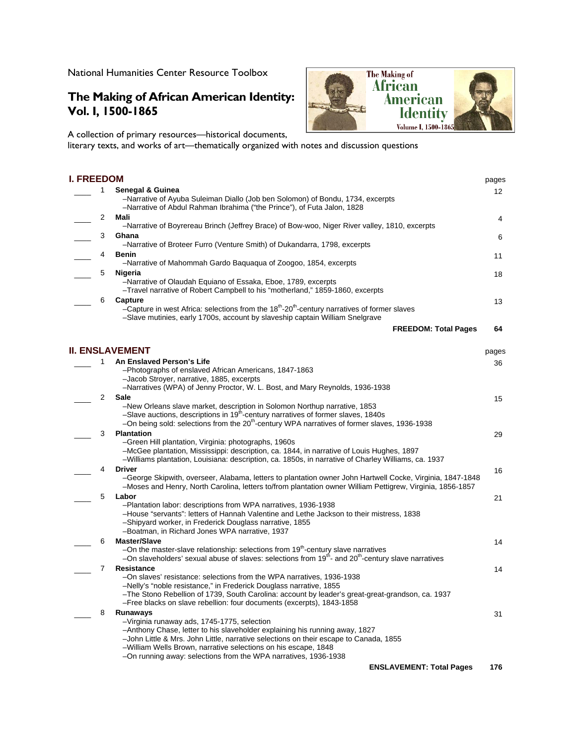National Humanities Center Resource Toolbox

# The Making of African American Identity: Vol. I, 1500-1865

A collection of primary resources—historical documents, literary texts, and works of art—thematically organized with notes and discussion questions

## I. FREEDOM

| | # | | pages |
|---|---|---|---|
| ____ | 1 | **Senegal & Guinea**<br>–Narrative of Ayuba Suleiman Diallo (Job ben Solomon) of Bondu, 1734, excerpts<br>–Narrative of Abdul Rahman Ibrahima ("the Prince"), of Futa Jalon, 1828 | 12 |
| ____ | 2 | **Mali**<br>–Narrative of Boyrereau Brinch (Jeffrey Brace) of Bow-woo, Niger River valley, 1810, excerpts | 4 |
| ____ | 3 | **Ghana**<br>–Narrative of Broteer Furro (Venture Smith) of Dukandarra, 1798, excerpts | 6 |
| ____ | 4 | **Benin**<br>–Narrative of Mahommah Gardo Baquaqua of Zoogoo, 1854, excerpts | 11 |
| ____ | 5 | **Nigeria**<br>–Narrative of Olaudah Equiano of Essaka, Eboe, 1789, excerpts<br>–Travel narrative of Robert Campbell to his "motherland," 1859-1860, excerpts | 18 |
| ____ | 6 | **Capture**<br>–Capture in west Africa: selections from the 18th-20th-century narratives of former slaves<br>–Slave mutinies, early 1700s, account by slaveship captain William Snelgrave | 13 |
| | | **FREEDOM: Total Pages** | **64** |

## II. ENSLAVEMENT

| | # | | pages |
|---|---|---|---|
| ____ | 1 | **An Enslaved Person's Life**<br>–Photographs of enslaved African Americans, 1847-1863<br>–Jacob Stroyer, narrative, 1885, excerpts<br>–Narratives (WPA) of Jenny Proctor, W. L. Bost, and Mary Reynolds, 1936-1938 | 36 |
| ____ | 2 | **Sale**<br>–New Orleans slave market, description in Solomon Northup narrative, 1853<br>–Slave auctions, descriptions in 19th-century narratives of former slaves, 1840s<br>–On being sold: selections from the 20th-century WPA narratives of former slaves, 1936-1938 | 15 |
| ____ | 3 | **Plantation**<br>–Green Hill plantation, Virginia: photographs, 1960s<br>–McGee plantation, Mississippi: description, ca. 1844, in narrative of Louis Hughes, 1897<br>–Williams plantation, Louisiana: description, ca. 1850s, in narrative of Charley Williams, ca. 1937 | 29 |
| ____ | 4 | **Driver**<br>–George Skipwith, overseer, Alabama, letters to plantation owner John Hartwell Cocke, Virginia, 1847-1848<br>–Moses and Henry, North Carolina, letters to/from plantation owner William Pettigrew, Virginia, 1856-1857 | 16 |
| ____ | 5 | **Labor**<br>–Plantation labor: descriptions from WPA narratives, 1936-1938<br>–House "servants": letters of Hannah Valentine and Lethe Jackson to their mistress, 1838<br>–Shipyard worker, in Frederick Douglass narrative, 1855<br>–Boatman, in Richard Jones WPA narrative, 1937 | 21 |
| ____ | 6 | **Master/Slave**<br>–On the master-slave relationship: selections from 19th-century slave narratives<br>–On slaveholders' sexual abuse of slaves: selections from 19th- and 20th-century slave narratives | 14 |
| ____ | 7 | **Resistance**<br>–On slaves' resistance: selections from the WPA narratives, 1936-1938<br>–Nelly's "noble resistance," in Frederick Douglass narrative, 1855<br>–The Stono Rebellion of 1739, South Carolina: account by leader's great-great-grandson, ca. 1937<br>–Free blacks on slave rebellion: four documents (excerpts), 1843-1858 | 14 |
| ____ | 8 | **Runaways**<br>–Virginia runaway ads, 1745-1775, selection<br>–Anthony Chase, letter to his slaveholder explaining his running away, 1827<br>–John Little & Mrs. John Little, narrative selections on their escape to Canada, 1855<br>–William Wells Brown, narrative selections on his escape, 1848<br>–On running away: selections from the WPA narratives, 1936-1938 | 31 |
| | | **ENSLAVEMENT: Total Pages** | **176** |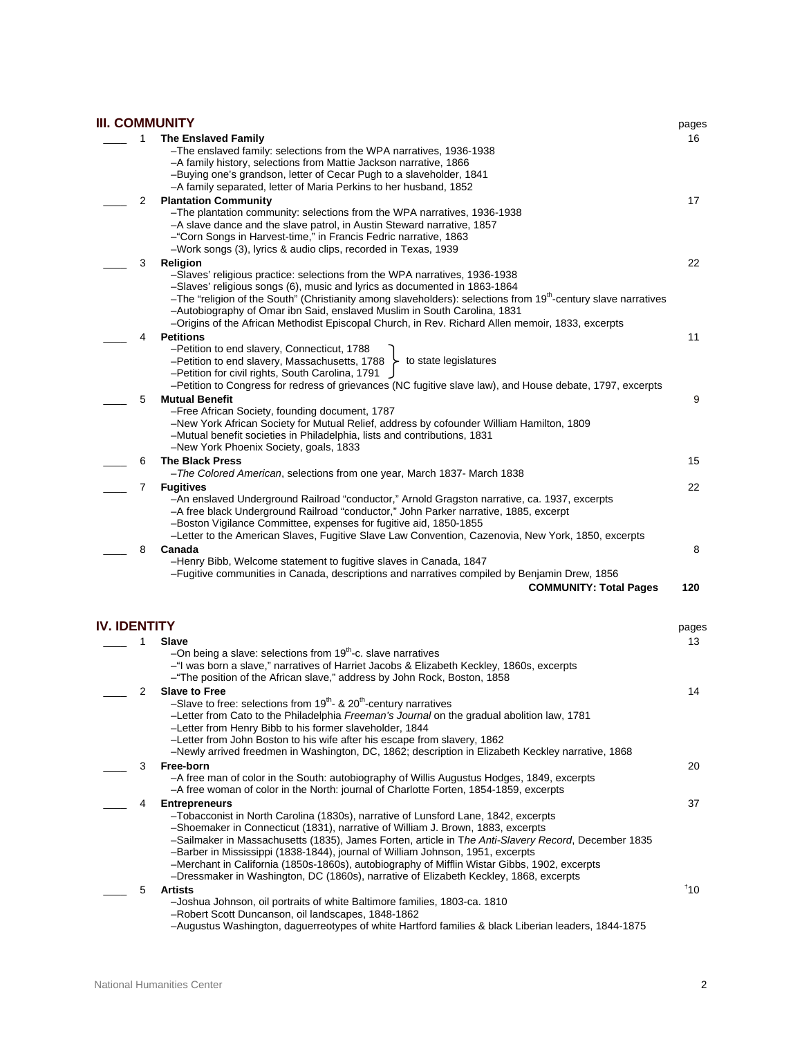## III. COMMUNITY

| | | | pages |
|---|---|---|---|
| ____ | 1 | **The Enslaved Family**<br>–The enslaved family: selections from the WPA narratives, 1936-1938<br>–A family history, selections from Mattie Jackson narrative, 1866<br>–Buying one's grandson, letter of Cecar Pugh to a slaveholder, 1841<br>–A family separated, letter of Maria Perkins to her husband, 1852 | 16 |
| ____ | 2 | **Plantation Community**<br>–The plantation community: selections from the WPA narratives, 1936-1938<br>–A slave dance and the slave patrol, in Austin Steward narrative, 1857<br>–"Corn Songs in Harvest-time," in Francis Fedric narrative, 1863<br>–Work songs (3), lyrics & audio clips, recorded in Texas, 1939 | 17 |
| ____ | 3 | **Religion**<br>–Slaves' religious practice: selections from the WPA narratives, 1936-1938<br>–Slaves' religious songs (6), music and lyrics as documented in 1863-1864<br>–The "religion of the South" (Christianity among slaveholders): selections from 19th-century slave narratives<br>–Autobiography of Omar ibn Said, enslaved Muslim in South Carolina, 1831<br>–Origins of the African Methodist Episcopal Church, in Rev. Richard Allen memoir, 1833, excerpts | 22 |
| ____ | 4 | **Petitions**<br>–Petition to end slavery, Connecticut, 1788 (to state legislatures)<br>–Petition to end slavery, Massachusetts, 1788 (to state legislatures)<br>–Petition for civil rights, South Carolina, 1791 (to state legislatures)<br>–Petition to Congress for redress of grievances (NC fugitive slave law), and House debate, 1797, excerpts | 11 |
| ____ | 5 | **Mutual Benefit**<br>–Free African Society, founding document, 1787<br>–New York African Society for Mutual Relief, address by cofounder William Hamilton, 1809<br>–Mutual benefit societies in Philadelphia, lists and contributions, 1831<br>–New York Phoenix Society, goals, 1833 | 9 |
| ____ | 6 | **The Black Press**<br>–*The Colored American*, selections from one year, March 1837- March 1838 | 15 |
| ____ | 7 | **Fugitives**<br>–An enslaved Underground Railroad "conductor," Arnold Gragston narrative, ca. 1937, excerpts<br>–A free black Underground Railroad "conductor," John Parker narrative, 1885, excerpt<br>–Boston Vigilance Committee, expenses for fugitive aid, 1850-1855<br>–Letter to the American Slaves, Fugitive Slave Law Convention, Cazenovia, New York, 1850, excerpts | 22 |
| ____ | 8 | **Canada**<br>–Henry Bibb, Welcome statement to fugitive slaves in Canada, 1847<br>–Fugitive communities in Canada, descriptions and narratives compiled by Benjamin Drew, 1856 | 8 |
| | | **COMMUNITY: Total Pages** | **120** |

## IV. IDENTITY

| | | | pages |
|---|---|---|---|
| ____ | 1 | **Slave**<br>–On being a slave: selections from 19th-c. slave narratives<br>–"I was born a slave," narratives of Harriet Jacobs & Elizabeth Keckley, 1860s, excerpts<br>–"The position of the African slave," address by John Rock, Boston, 1858 | 13 |
| ____ | 2 | **Slave to Free**<br>–Slave to free: selections from 19th- & 20th-century narratives<br>–Letter from Cato to the Philadelphia *Freeman's Journal* on the gradual abolition law, 1781<br>–Letter from Henry Bibb to his former slaveholder, 1844<br>–Letter from John Boston to his wife after his escape from slavery, 1862<br>–Newly arrived freedmen in Washington, DC, 1862; description in Elizabeth Keckley narrative, 1868 | 14 |
| ____ | 3 | **Free-born**<br>–A free man of color in the South: autobiography of Willis Augustus Hodges, 1849, excerpts<br>–A free woman of color in the North: journal of Charlotte Forten, 1854-1859, excerpts | 20 |
| ____ | 4 | **Entrepreneurs**<br>–Tobacconist in North Carolina (1830s), narrative of Lunsford Lane, 1842, excerpts<br>–Shoemaker in Connecticut (1831), narrative of William J. Brown, 1883, excerpts<br>–Sailmaker in Massachusetts (1835), James Forten, article in T*he Anti-Slavery Record*, December 1835<br>–Barber in Mississippi (1838-1844), journal of William Johnson, 1951, excerpts<br>–Merchant in California (1850s-1860s), autobiography of Mifflin Wistar Gibbs, 1902, excerpts<br>–Dressmaker in Washington, DC (1860s), narrative of Elizabeth Keckley, 1868, excerpts | 37 |
| ____ | 5 | **Artists**<br>–Joshua Johnson, oil portraits of white Baltimore families, 1803-ca. 1810<br>–Robert Scott Duncanson, oil landscapes, 1848-1862<br>–Augustus Washington, daguerreotypes of white Hartford families & black Liberian leaders, 1844-1875 | †10 |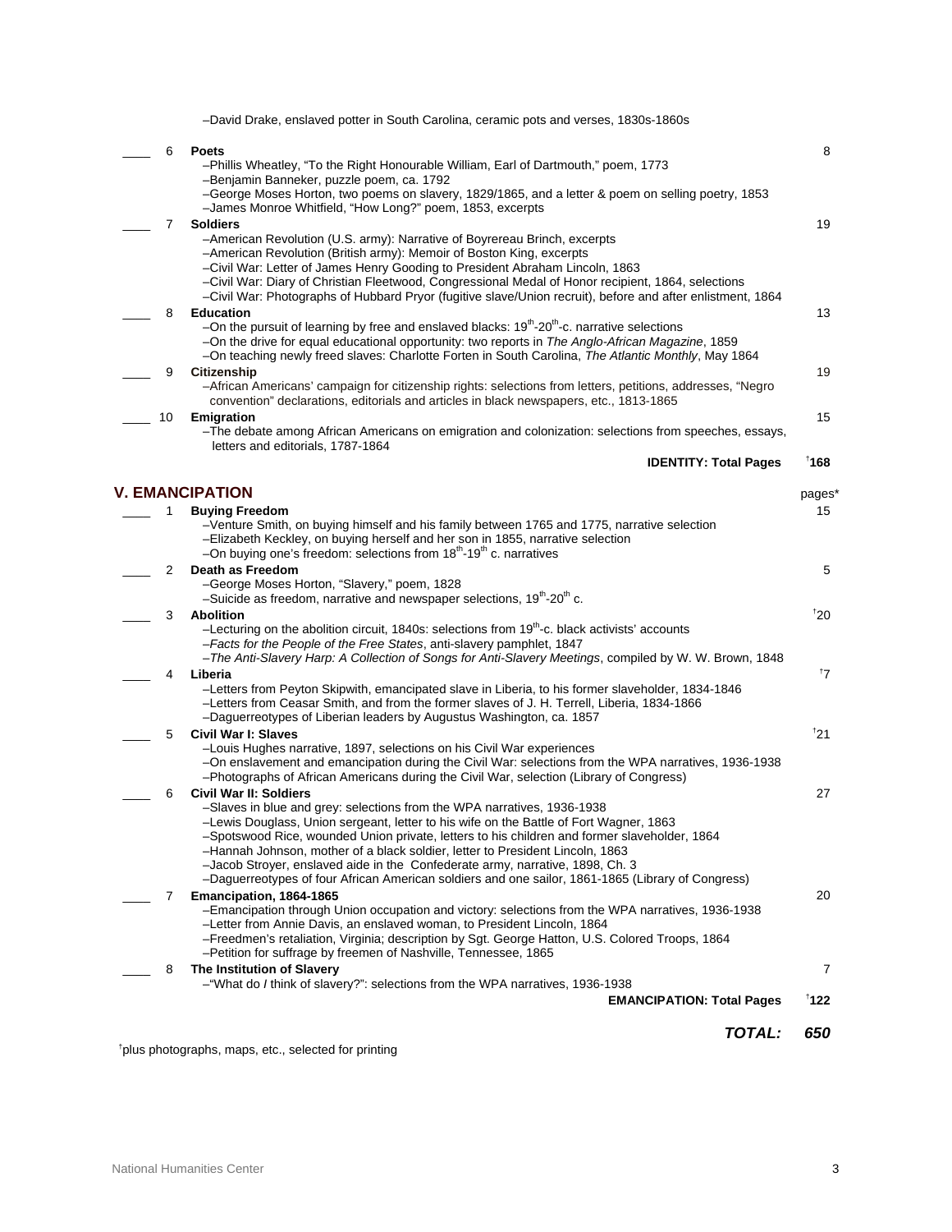–David Drake, enslaved potter in South Carolina, ceramic pots and verses, 1830s-1860s

| | | | |
|---|---|---|---|
| ____ | 6 | **Poets**<br>–Phillis Wheatley, "To the Right Honourable William, Earl of Dartmouth," poem, 1773<br>–Benjamin Banneker, puzzle poem, ca. 1792<br>–George Moses Horton, two poems on slavery, 1829/1865, and a letter & poem on selling poetry, 1853<br>–James Monroe Whitfield, "How Long?" poem, 1853, excerpts | 8 |
| ____ | 7 | **Soldiers**<br>–American Revolution (U.S. army): Narrative of Boyrereau Brinch, excerpts<br>–American Revolution (British army): Memoir of Boston King, excerpts<br>–Civil War: Letter of James Henry Gooding to President Abraham Lincoln, 1863<br>–Civil War: Diary of Christian Fleetwood, Congressional Medal of Honor recipient, 1864, selections<br>–Civil War: Photographs of Hubbard Pryor (fugitive slave/Union recruit), before and after enlistment, 1864 | 19 |
| ____ | 8 | **Education**<br>–On the pursuit of learning by free and enslaved blacks: 19th-20th-c. narrative selections<br>–On the drive for equal educational opportunity: two reports in *The Anglo-African Magazine*, 1859<br>–On teaching newly freed slaves: Charlotte Forten in South Carolina, *The Atlantic Monthly*, May 1864 | 13 |
| ____ | 9 | **Citizenship**<br>–African Americans' campaign for citizenship rights: selections from letters, petitions, addresses, "Negro convention" declarations, editorials and articles in black newspapers, etc., 1813-1865 | 19 |
| ____ | 10 | **Emigration**<br>–The debate among African Americans on emigration and colonization: selections from speeches, essays, letters and editorials, 1787-1864 | 15 |
| | | **IDENTITY: Total Pages** | †**168** |

## V. EMANCIPATION

| | | | pages* |
|---|---|---|---|
| ____ | 1 | **Buying Freedom**<br>–Venture Smith, on buying himself and his family between 1765 and 1775, narrative selection<br>–Elizabeth Keckley, on buying herself and her son in 1855, narrative selection<br>–On buying one's freedom: selections from 18th-19th c. narratives | 15 |
| ____ | 2 | **Death as Freedom**<br>–George Moses Horton, "Slavery," poem, 1828<br>–Suicide as freedom, narrative and newspaper selections, 19th-20th c. | 5 |
| ____ | 3 | **Abolition**<br>–Lecturing on the abolition circuit, 1840s: selections from 19th-c. black activists' accounts<br>–*Facts for the People of the Free States*, anti-slavery pamphlet, 1847<br>–*The Anti-Slavery Harp: A Collection of Songs for Anti-Slavery Meetings*, compiled by W. W. Brown, 1848 | †20 |
| ____ | 4 | **Liberia**<br>–Letters from Peyton Skipwith, emancipated slave in Liberia, to his former slaveholder, 1834-1846<br>–Letters from Ceasar Smith, and from the former slaves of J. H. Terrell, Liberia, 1834-1866<br>–Daguerreotypes of Liberian leaders by Augustus Washington, ca. 1857 | †7 |
| ____ | 5 | **Civil War I: Slaves**<br>–Louis Hughes narrative, 1897, selections on his Civil War experiences<br>–On enslavement and emancipation during the Civil War: selections from the WPA narratives, 1936-1938<br>–Photographs of African Americans during the Civil War, selection (Library of Congress) | †21 |
| ____ | 6 | **Civil War II: Soldiers**<br>–Slaves in blue and grey: selections from the WPA narratives, 1936-1938<br>–Lewis Douglass, Union sergeant, letter to his wife on the Battle of Fort Wagner, 1863<br>–Spotswood Rice, wounded Union private, letters to his children and former slaveholder, 1864<br>–Hannah Johnson, mother of a black soldier, letter to President Lincoln, 1863<br>–Jacob Stroyer, enslaved aide in the Confederate army, narrative, 1898, Ch. 3<br>–Daguerreotypes of four African American soldiers and one sailor, 1861-1865 (Library of Congress) | 27 |
| ____ | 7 | **Emancipation, 1864-1865**<br>–Emancipation through Union occupation and victory: selections from the WPA narratives, 1936-1938<br>–Letter from Annie Davis, an enslaved woman, to President Lincoln, 1864<br>–Freedmen's retaliation, Virginia; description by Sgt. George Hatton, U.S. Colored Troops, 1864<br>–Petition for suffrage by freemen of Nashville, Tennessee, 1865 | 20 |
| ____ | 8 | **The Institution of Slavery**<br>–"What do *I* think of slavery?": selections from the WPA narratives, 1936-1938 | 7 |
| | | **EMANCIPATION: Total Pages** | †**122** |
| | | ***TOTAL:*** | ***650*** |

†plus photographs, maps, etc., selected for printing